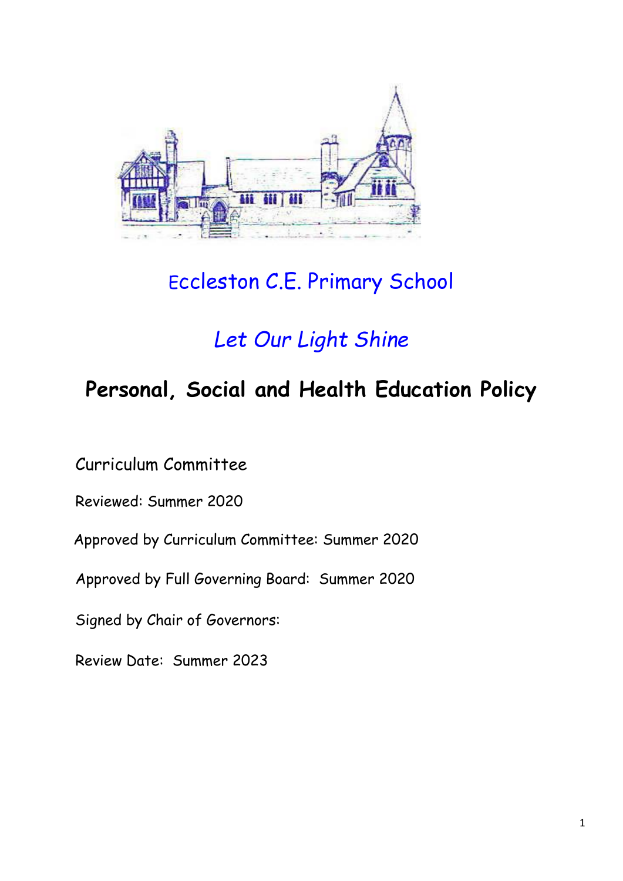Eccleston C.E. Primary School

*Let Our Light Shine*

# Personal, Social and Health Education Policy

Curriculum Committee

Reviewed: Summer 2020

Approved by Curriculum Committee: Summer 2020

Approved by Full Governing Board: Summer 2020

Signed by Chair of Governors:

Review Date: Summer 2023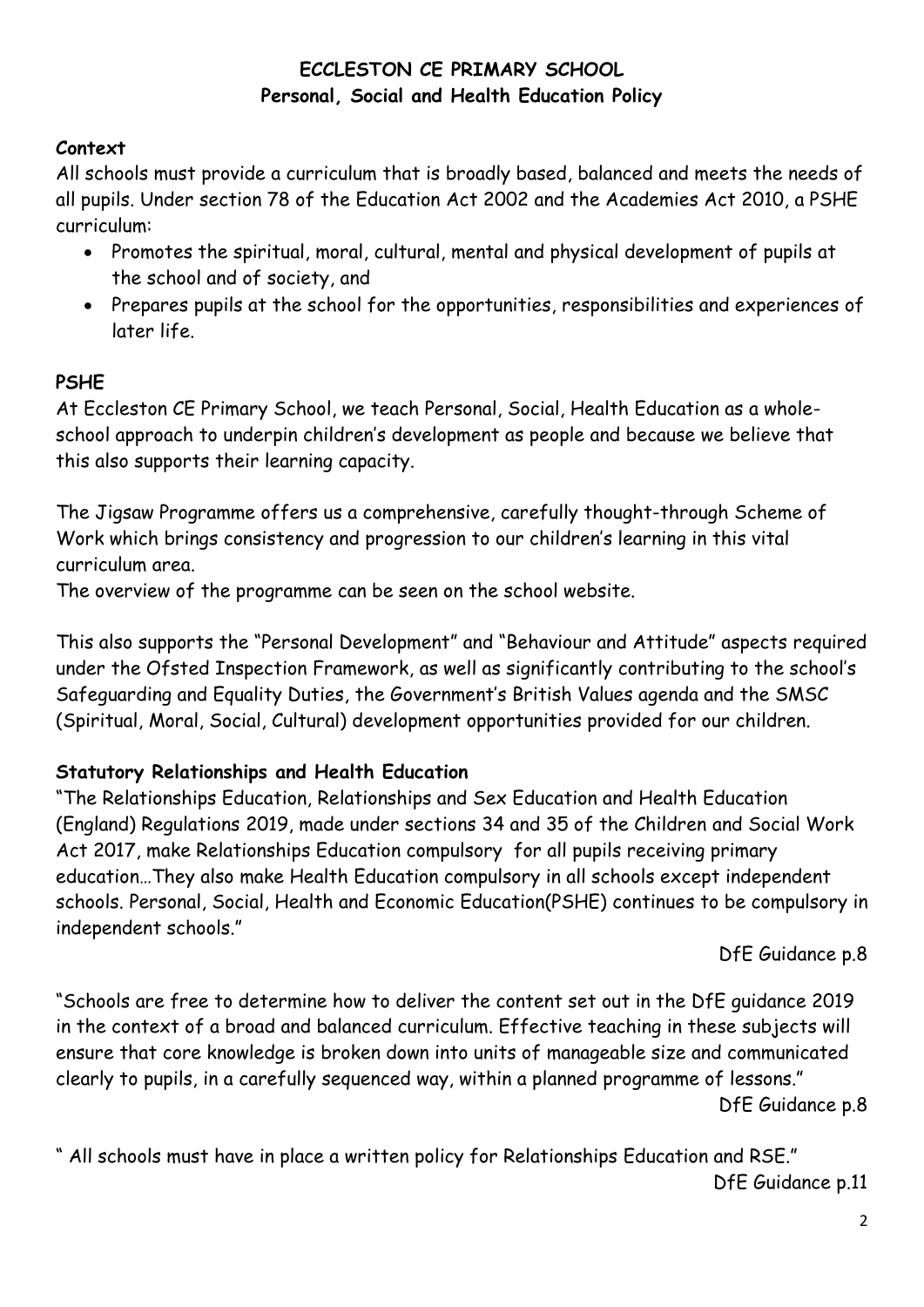# ECCLESTON CE PRIMARY SCHOOL
## Personal, Social and Health Education Policy

### Context

All schools must provide a curriculum that is broadly based, balanced and meets the needs of all pupils. Under section 78 of the Education Act 2002 and the Academies Act 2010, a PSHE curriculum:

- Promotes the spiritual, moral, cultural, mental and physical development of pupils at the school and of society, and
- Prepares pupils at the school for the opportunities, responsibilities and experiences of later life.

### PSHE

At Eccleston CE Primary School, we teach Personal, Social, Health Education as a whole-school approach to underpin children's development as people and because we believe that this also supports their learning capacity.

The Jigsaw Programme offers us a comprehensive, carefully thought-through Scheme of Work which brings consistency and progression to our children's learning in this vital curriculum area.
The overview of the programme can be seen on the school website.

This also supports the "Personal Development" and "Behaviour and Attitude" aspects required under the Ofsted Inspection Framework, as well as significantly contributing to the school's Safeguarding and Equality Duties, the Government's British Values agenda and the SMSC (Spiritual, Moral, Social, Cultural) development opportunities provided for our children.

### Statutory Relationships and Health Education

"The Relationships Education, Relationships and Sex Education and Health Education (England) Regulations 2019, made under sections 34 and 35 of the Children and Social Work Act 2017, make Relationships Education compulsory for all pupils receiving primary education…They also make Health Education compulsory in all schools except independent schools. Personal, Social, Health and Economic Education(PSHE) continues to be compulsory in independent schools."

DfE Guidance p.8

"Schools are free to determine how to deliver the content set out in the DfE guidance 2019 in the context of a broad and balanced curriculum. Effective teaching in these subjects will ensure that core knowledge is broken down into units of manageable size and communicated clearly to pupils, in a carefully sequenced way, within a planned programme of lessons."

DfE Guidance p.8

" All schools must have in place a written policy for Relationships Education and RSE."

DfE Guidance p.11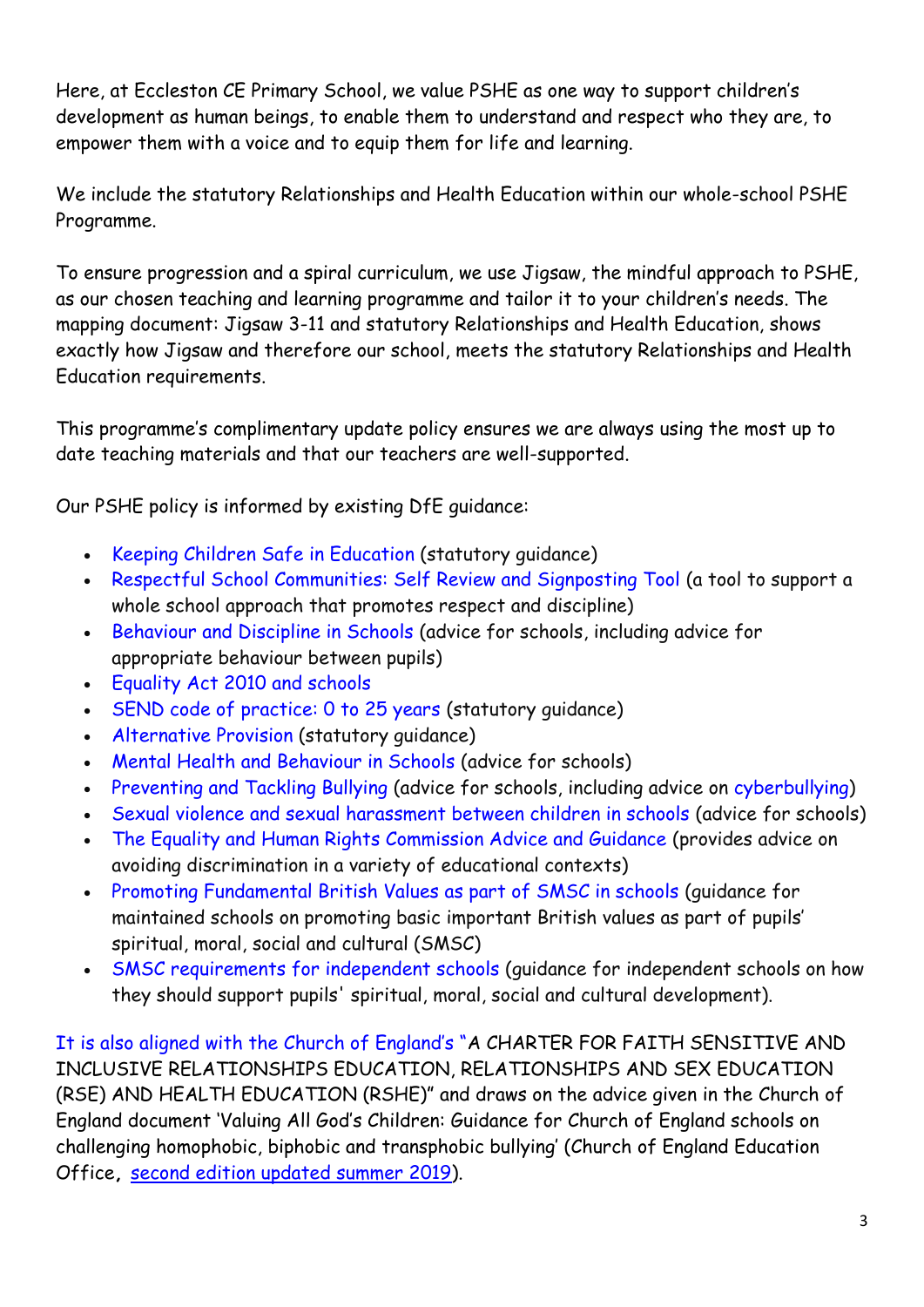Here, at Eccleston CE Primary School, we value PSHE as one way to support children's development as human beings, to enable them to understand and respect who they are, to empower them with a voice and to equip them for life and learning.

We include the statutory Relationships and Health Education within our whole-school PSHE Programme.

To ensure progression and a spiral curriculum, we use Jigsaw, the mindful approach to PSHE, as our chosen teaching and learning programme and tailor it to your children's needs. The mapping document: Jigsaw 3-11 and statutory Relationships and Health Education, shows exactly how Jigsaw and therefore our school, meets the statutory Relationships and Health Education requirements.

This programme's complimentary update policy ensures we are always using the most up to date teaching materials and that our teachers are well-supported.

Our PSHE policy is informed by existing DfE guidance:

- Keeping Children Safe in Education (statutory guidance)
- Respectful School Communities: Self Review and Signposting Tool (a tool to support a whole school approach that promotes respect and discipline)
- Behaviour and Discipline in Schools (advice for schools, including advice for appropriate behaviour between pupils)
- Equality Act 2010 and schools
- SEND code of practice: 0 to 25 years (statutory guidance)
- Alternative Provision (statutory guidance)
- Mental Health and Behaviour in Schools (advice for schools)
- Preventing and Tackling Bullying (advice for schools, including advice on cyberbullying)
- Sexual violence and sexual harassment between children in schools (advice for schools)
- The Equality and Human Rights Commission Advice and Guidance (provides advice on avoiding discrimination in a variety of educational contexts)
- Promoting Fundamental British Values as part of SMSC in schools (guidance for maintained schools on promoting basic important British values as part of pupils' spiritual, moral, social and cultural (SMSC)
- SMSC requirements for independent schools (guidance for independent schools on how they should support pupils' spiritual, moral, social and cultural development).

It is also aligned with the Church of England's "A CHARTER FOR FAITH SENSITIVE AND INCLUSIVE RELATIONSHIPS EDUCATION, RELATIONSHIPS AND SEX EDUCATION (RSE) AND HEALTH EDUCATION (RSHE)" and draws on the advice given in the Church of England document 'Valuing All God's Children: Guidance for Church of England schools on challenging homophobic, biphobic and transphobic bullying' (Church of England Education Office, second edition updated summer 2019).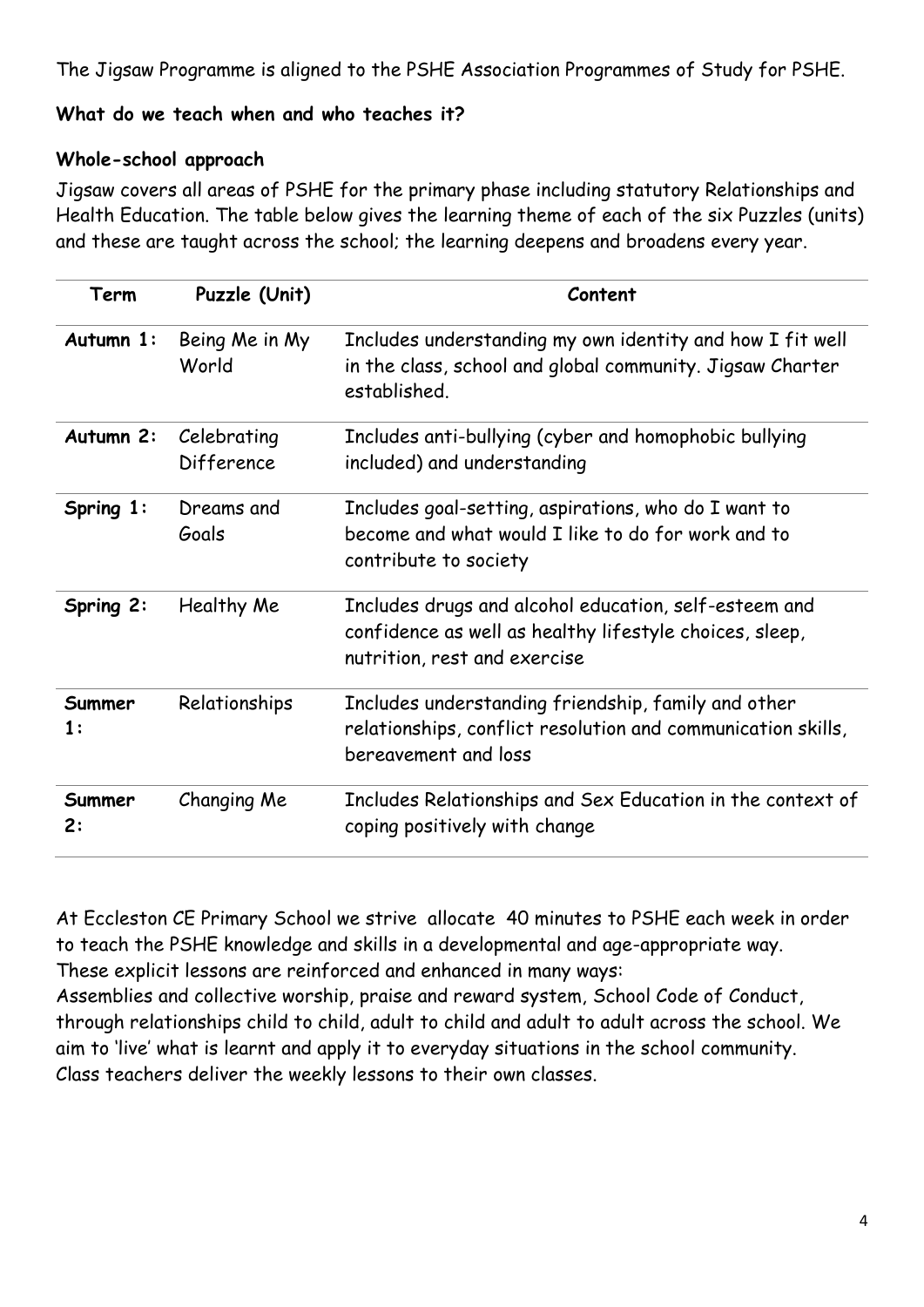The Jigsaw Programme is aligned to the PSHE Association Programmes of Study for PSHE.

**What do we teach when and who teaches it?**

**Whole-school approach**

Jigsaw covers all areas of PSHE for the primary phase including statutory Relationships and Health Education. The table below gives the learning theme of each of the six Puzzles (units) and these are taught across the school; the learning deepens and broadens every year.

| Term | Puzzle (Unit) | Content |
|---|---|---|
| **Autumn 1:** | Being Me in My World | Includes understanding my own identity and how I fit well in the class, school and global community. Jigsaw Charter established. |
| **Autumn 2:** | Celebrating Difference | Includes anti-bullying (cyber and homophobic bullying included) and understanding |
| **Spring 1:** | Dreams and Goals | Includes goal-setting, aspirations, who do I want to become and what would I like to do for work and to contribute to society |
| **Spring 2:** | Healthy Me | Includes drugs and alcohol education, self-esteem and confidence as well as healthy lifestyle choices, sleep, nutrition, rest and exercise |
| **Summer 1:** | Relationships | Includes understanding friendship, family and other relationships, conflict resolution and communication skills, bereavement and loss |
| **Summer 2:** | Changing Me | Includes Relationships and Sex Education in the context of coping positively with change |

At Eccleston CE Primary School we strive allocate 40 minutes to PSHE each week in order to teach the PSHE knowledge and skills in a developmental and age-appropriate way.
These explicit lessons are reinforced and enhanced in many ways:
Assemblies and collective worship, praise and reward system, School Code of Conduct, through relationships child to child, adult to child and adult to adult across the school. We aim to 'live' what is learnt and apply it to everyday situations in the school community.
Class teachers deliver the weekly lessons to their own classes.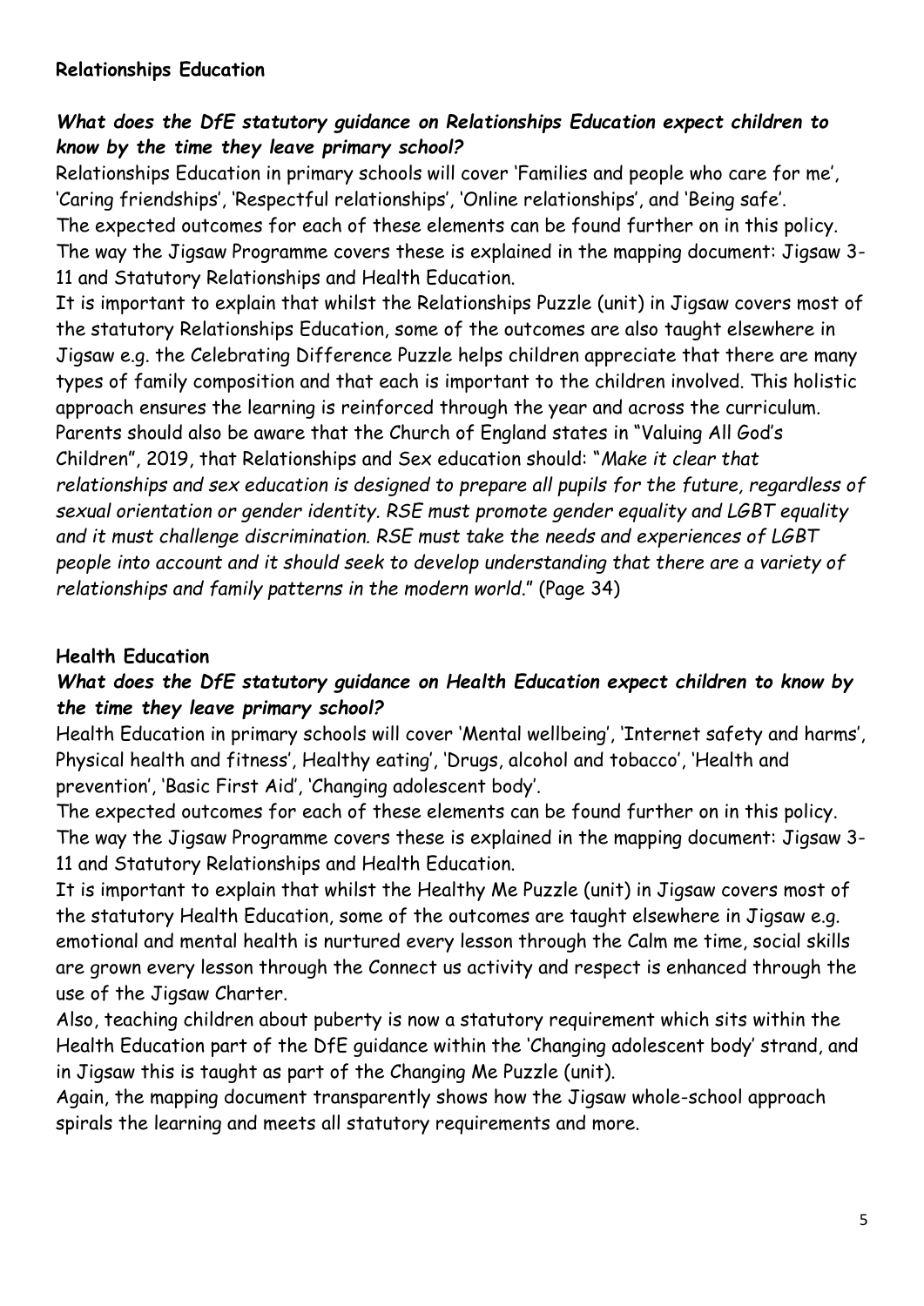## Relationships Education

***What does the DfE statutory guidance on Relationships Education expect children to know by the time they leave primary school?***

Relationships Education in primary schools will cover 'Families and people who care for me', 'Caring friendships', 'Respectful relationships', 'Online relationships', and 'Being safe'.

The expected outcomes for each of these elements can be found further on in this policy. The way the Jigsaw Programme covers these is explained in the mapping document: Jigsaw 3-11 and Statutory Relationships and Health Education.

It is important to explain that whilst the Relationships Puzzle (unit) in Jigsaw covers most of the statutory Relationships Education, some of the outcomes are also taught elsewhere in Jigsaw e.g. the Celebrating Difference Puzzle helps children appreciate that there are many types of family composition and that each is important to the children involved. This holistic approach ensures the learning is reinforced through the year and across the curriculum.

Parents should also be aware that the Church of England states in "Valuing All God's Children", 2019, that Relationships and Sex education should: "*Make it clear that relationships and sex education is designed to prepare all pupils for the future, regardless of sexual orientation or gender identity. RSE must promote gender equality and LGBT equality and it must challenge discrimination. RSE must take the needs and experiences of LGBT people into account and it should seek to develop understanding that there are a variety of relationships and family patterns in the modern world.*" (Page 34)

## Health Education

***What does the DfE statutory guidance on Health Education expect children to know by the time they leave primary school?***

Health Education in primary schools will cover 'Mental wellbeing', 'Internet safety and harms', Physical health and fitness', Healthy eating', 'Drugs, alcohol and tobacco', 'Health and prevention', 'Basic First Aid', 'Changing adolescent body'.

The expected outcomes for each of these elements can be found further on in this policy. The way the Jigsaw Programme covers these is explained in the mapping document: Jigsaw 3-11 and Statutory Relationships and Health Education.

It is important to explain that whilst the Healthy Me Puzzle (unit) in Jigsaw covers most of the statutory Health Education, some of the outcomes are taught elsewhere in Jigsaw e.g. emotional and mental health is nurtured every lesson through the Calm me time, social skills are grown every lesson through the Connect us activity and respect is enhanced through the use of the Jigsaw Charter.

Also, teaching children about puberty is now a statutory requirement which sits within the Health Education part of the DfE guidance within the 'Changing adolescent body' strand, and in Jigsaw this is taught as part of the Changing Me Puzzle (unit).

Again, the mapping document transparently shows how the Jigsaw whole-school approach spirals the learning and meets all statutory requirements and more.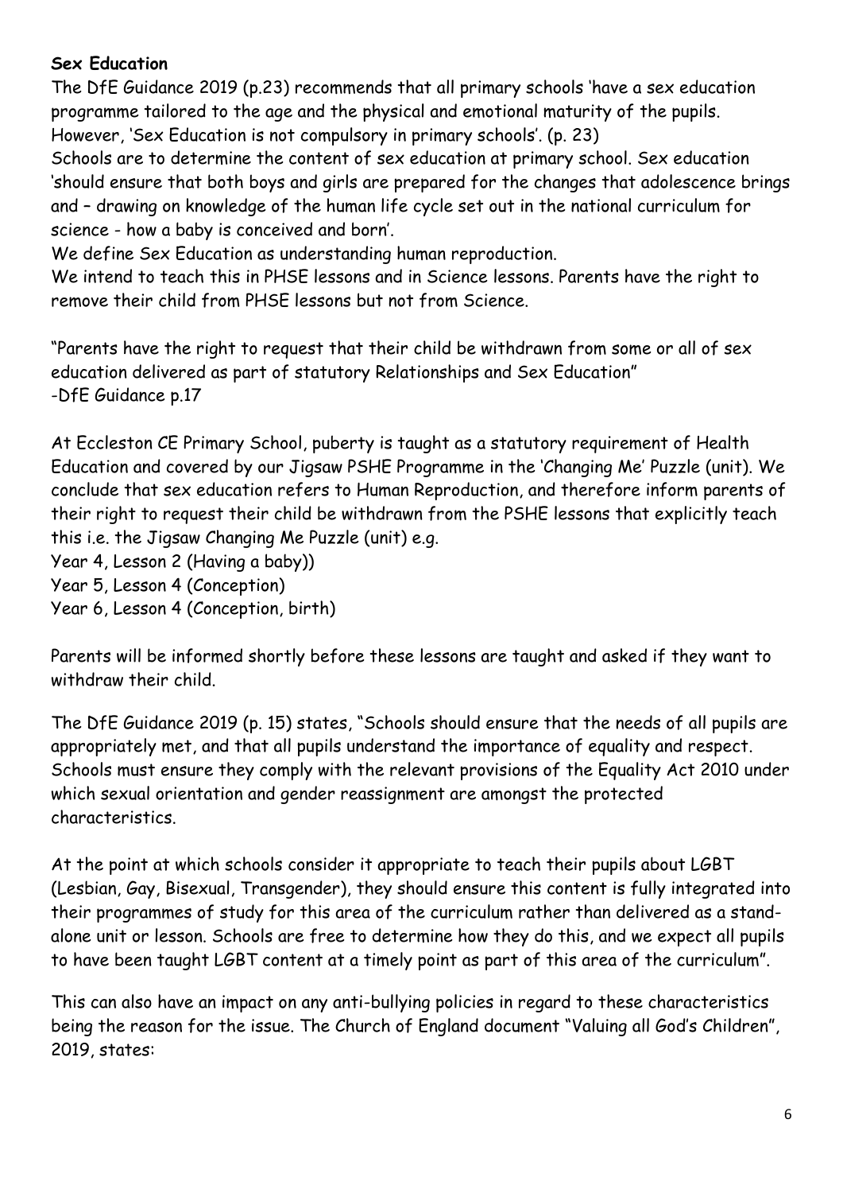**Sex Education**

The DfE Guidance 2019 (p.23) recommends that all primary schools 'have a sex education programme tailored to the age and the physical and emotional maturity of the pupils. However, 'Sex Education is not compulsory in primary schools'. (p. 23)

Schools are to determine the content of sex education at primary school. Sex education 'should ensure that both boys and girls are prepared for the changes that adolescence brings and – drawing on knowledge of the human life cycle set out in the national curriculum for science - how a baby is conceived and born'.

We define Sex Education as understanding human reproduction.

We intend to teach this in PHSE lessons and in Science lessons. Parents have the right to remove their child from PHSE lessons but not from Science.

"Parents have the right to request that their child be withdrawn from some or all of sex education delivered as part of statutory Relationships and Sex Education"
-DfE Guidance p.17

At Eccleston CE Primary School, puberty is taught as a statutory requirement of Health Education and covered by our Jigsaw PSHE Programme in the 'Changing Me' Puzzle (unit). We conclude that sex education refers to Human Reproduction, and therefore inform parents of their right to request their child be withdrawn from the PSHE lessons that explicitly teach this i.e. the Jigsaw Changing Me Puzzle (unit) e.g.

Year 4, Lesson 2 (Having a baby))
Year 5, Lesson 4 (Conception)
Year 6, Lesson 4 (Conception, birth)

Parents will be informed shortly before these lessons are taught and asked if they want to withdraw their child.

The DfE Guidance 2019 (p. 15) states, "Schools should ensure that the needs of all pupils are appropriately met, and that all pupils understand the importance of equality and respect. Schools must ensure they comply with the relevant provisions of the Equality Act 2010 under which sexual orientation and gender reassignment are amongst the protected characteristics.

At the point at which schools consider it appropriate to teach their pupils about LGBT (Lesbian, Gay, Bisexual, Transgender), they should ensure this content is fully integrated into their programmes of study for this area of the curriculum rather than delivered as a stand-alone unit or lesson. Schools are free to determine how they do this, and we expect all pupils to have been taught LGBT content at a timely point as part of this area of the curriculum".

This can also have an impact on any anti-bullying policies in regard to these characteristics being the reason for the issue. The Church of England document "Valuing all God's Children", 2019, states: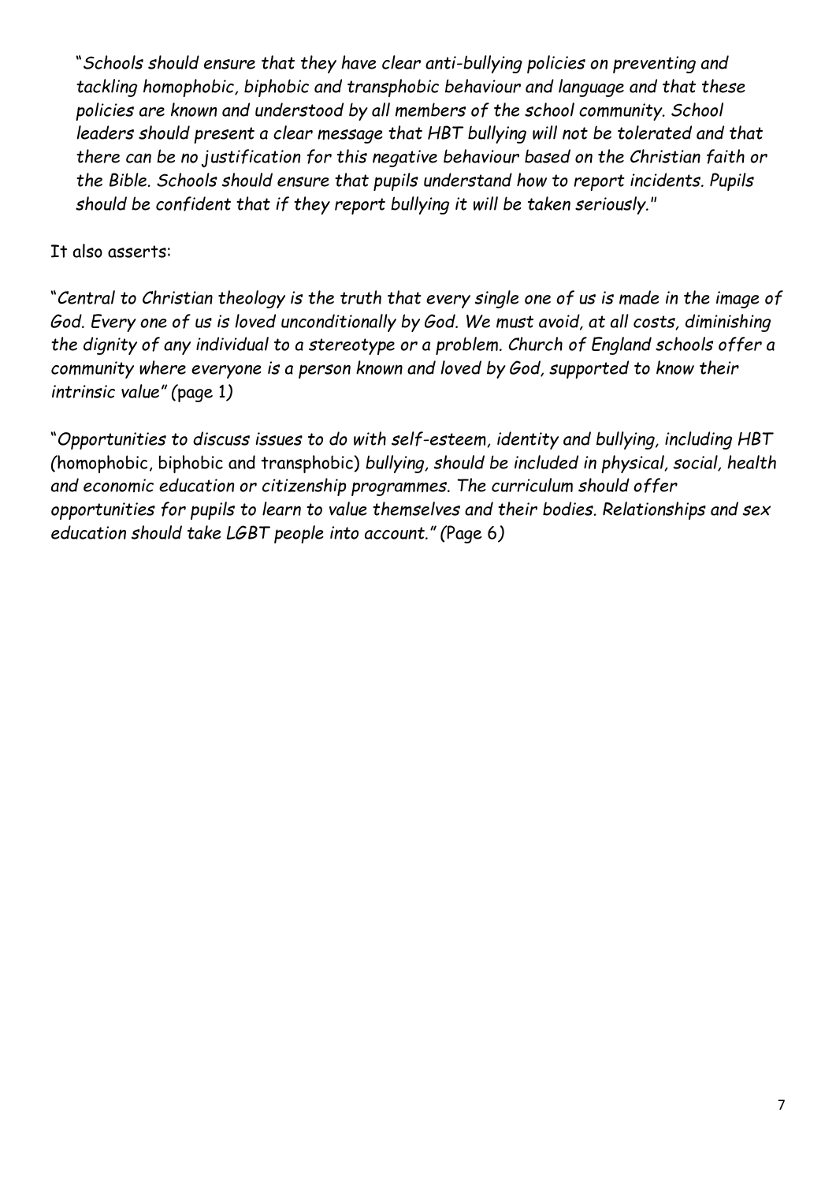"*Schools should ensure that they have clear anti-bullying policies on preventing and tackling homophobic, biphobic and transphobic behaviour and language and that these policies are known and understood by all members of the school community. School leaders should present a clear message that HBT bullying will not be tolerated and that there can be no justification for this negative behaviour based on the Christian faith or the Bible. Schools should ensure that pupils understand how to report incidents. Pupils should be confident that if they report bullying it will be taken seriously.*"

It also asserts:

"*Central to Christian theology is the truth that every single one of us is made in the image of God. Every one of us is loved unconditionally by God. We must avoid, at all costs, diminishing the dignity of any individual to a stereotype or a problem. Church of England schools offer a community where everyone is a person known and loved by God, supported to know their intrinsic value*" *(*page 1*)*

"*Opportunities to discuss issues to do with self-esteem, identity and bullying, including HBT (*homophobic, biphobic and transphobic) *bullying, should be included in physical, social, health and economic education or citizenship programmes. The curriculum should offer opportunities for pupils to learn to value themselves and their bodies. Relationships and sex education should take LGBT people into account.*" *(*Page 6*)*